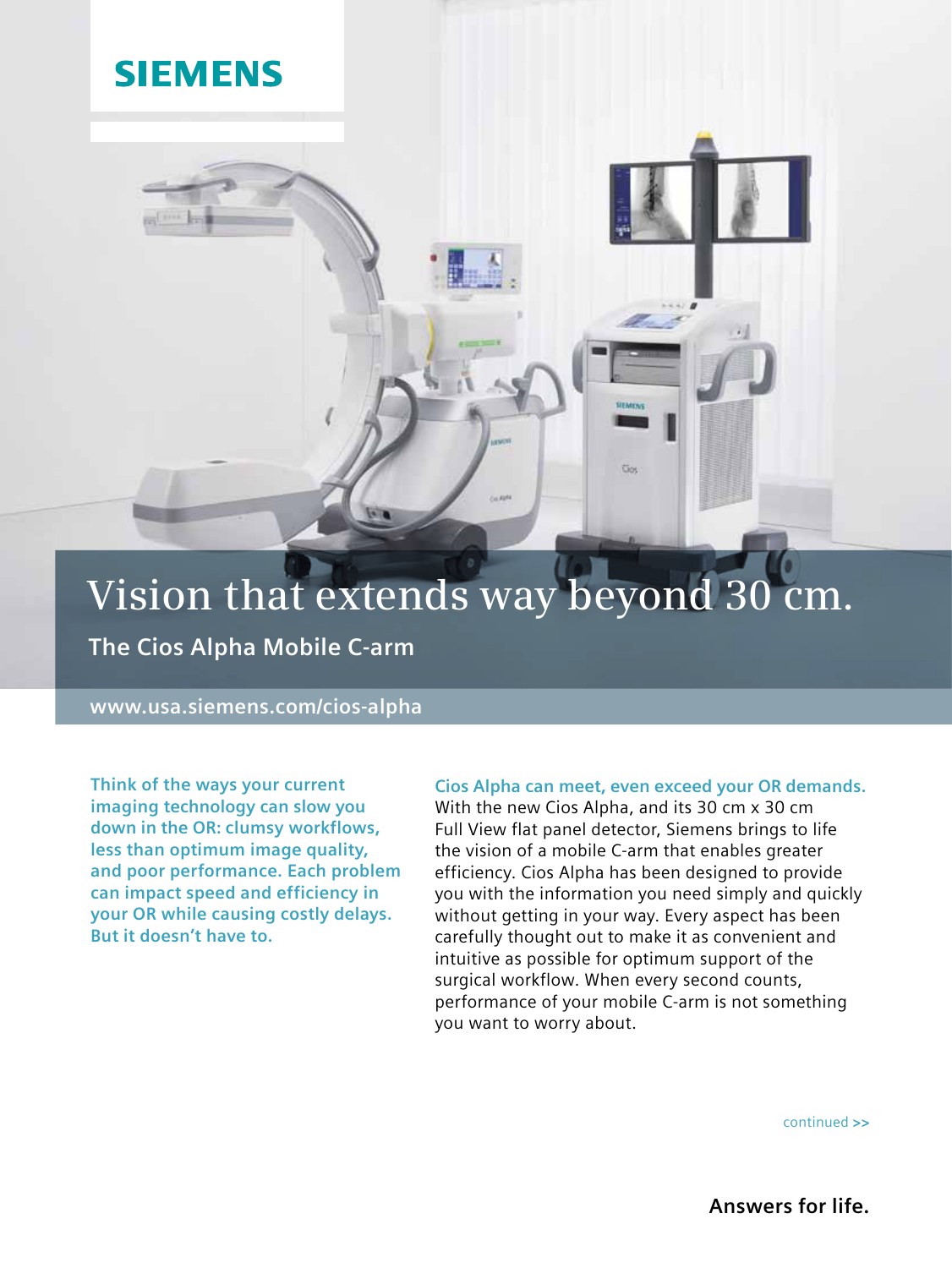SIEMENS

# Vision that extends way beyond 30 cm.

## The Cios Alpha Mobile C-arm

www.usa.siemens.com/cios-alpha

**Think of the ways your current imaging technology can slow you down in the OR: clumsy workflows, less than optimum image quality, and poor performance. Each problem can impact speed and efficiency in your OR while causing costly delays. But it doesn't have to.**

**Cios Alpha can meet, even exceed your OR demands.**
With the new Cios Alpha, and its 30 cm x 30 cm Full View flat panel detector, Siemens brings to life the vision of a mobile C-arm that enables greater efficiency. Cios Alpha has been designed to provide you with the information you need simply and quickly without getting in your way. Every aspect has been carefully thought out to make it as convenient and intuitive as possible for optimum support of the surgical workflow. When every second counts, performance of your mobile C-arm is not something you want to worry about.

continued >>

**Answers for life.**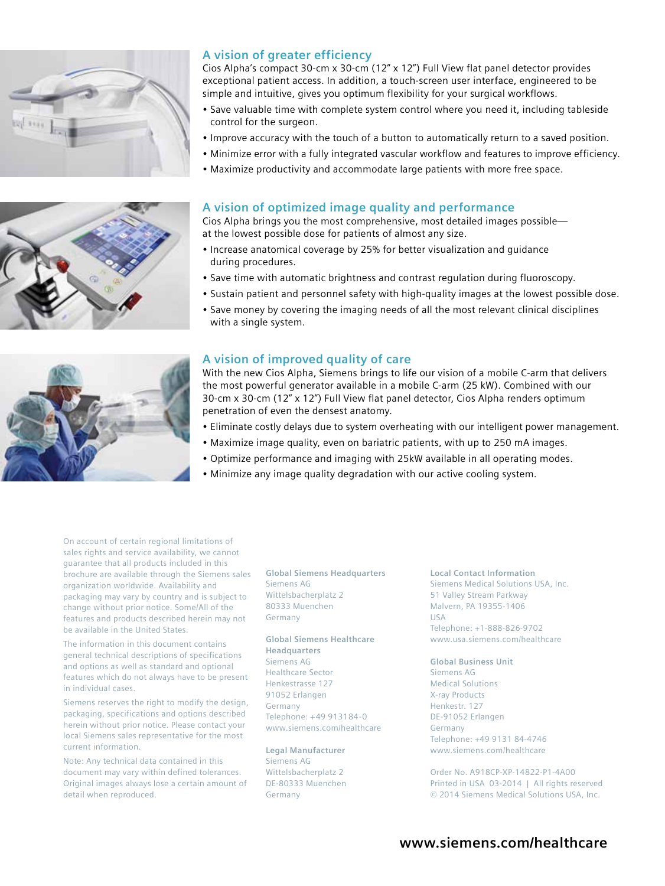## A vision of greater efficiency

Cios Alpha's compact 30-cm x 30-cm (12" x 12") Full View flat panel detector provides exceptional patient access. In addition, a touch-screen user interface, engineered to be simple and intuitive, gives you optimum flexibility for your surgical workflows.

- Save valuable time with complete system control where you need it, including tableside control for the surgeon.
- Improve accuracy with the touch of a button to automatically return to a saved position.
- Minimize error with a fully integrated vascular workflow and features to improve efficiency.
- Maximize productivity and accommodate large patients with more free space.

## A vision of optimized image quality and performance

Cios Alpha brings you the most comprehensive, most detailed images possible—at the lowest possible dose for patients of almost any size.

- Increase anatomical coverage by 25% for better visualization and guidance during procedures.
- Save time with automatic brightness and contrast regulation during fluoroscopy.
- Sustain patient and personnel safety with high-quality images at the lowest possible dose.
- Save money by covering the imaging needs of all the most relevant clinical disciplines with a single system.

## A vision of improved quality of care

With the new Cios Alpha, Siemens brings to life our vision of a mobile C-arm that delivers the most powerful generator available in a mobile C-arm (25 kW). Combined with our 30-cm x 30-cm (12" x 12") Full View flat panel detector, Cios Alpha renders optimum penetration of even the densest anatomy.

- Eliminate costly delays due to system overheating with our intelligent power management.
- Maximize image quality, even on bariatric patients, with up to 250 mA images.
- Optimize performance and imaging with 25kW available in all operating modes.
- Minimize any image quality degradation with our active cooling system.

On account of certain regional limitations of sales rights and service availability, we cannot guarantee that all products included in this brochure are available through the Siemens sales organization worldwide. Availability and packaging may vary by country and is subject to change without prior notice. Some/All of the features and products described herein may not be available in the United States.

The information in this document contains general technical descriptions of specifications and options as well as standard and optional features which do not always have to be present in individual cases.

Siemens reserves the right to modify the design, packaging, specifications and options described herein without prior notice. Please contact your local Siemens sales representative for the most current information.

Note: Any technical data contained in this document may vary within defined tolerances. Original images always lose a certain amount of detail when reproduced.

**Global Siemens Headquarters**
Siemens AG
Wittelsbacherplatz 2
80333 Muenchen
Germany

**Global Siemens Healthcare Headquarters**
Siemens AG
Healthcare Sector
Henkestrasse 127
91052 Erlangen
Germany
Telephone: +49 913184-0
www.siemens.com/healthcare

**Legal Manufacturer**
Siemens AG
Wittelsbacherplatz 2
DE-80333 Muenchen
Germany

**Local Contact Information**
Siemens Medical Solutions USA, Inc.
51 Valley Stream Parkway
Malvern, PA 19355-1406
USA
Telephone: +1-888-826-9702
www.usa.siemens.com/healthcare

**Global Business Unit**
Siemens AG
Medical Solutions
X-ray Products
Henkestr. 127
DE-91052 Erlangen
Germany
Telephone: +49 9131 84-4746
www.siemens.com/healthcare

Order No. A918CP-XP-14822-P1-4A00
Printed in USA 03-2014 | All rights reserved
© 2014 Siemens Medical Solutions USA, Inc.

**www.siemens.com/healthcare**